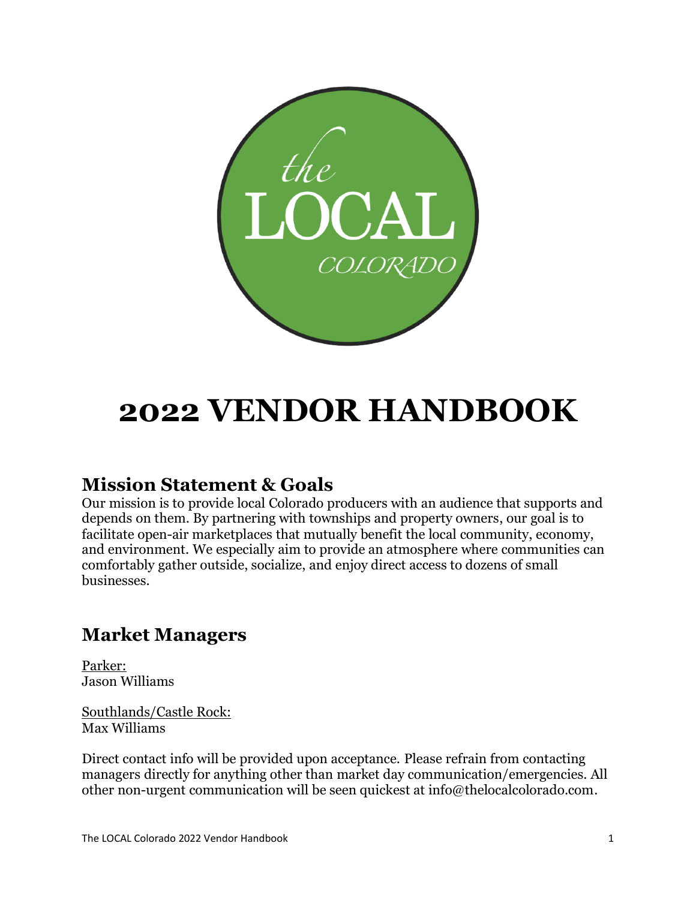# 2022 VENDOR HANDBOOK

## Mission Statement & Goals

Our mission is to provide local Colorado producers with an audience that supports and depends on them. By partnering with townships and property owners, our goal is to facilitate open-air marketplaces that mutually benefit the local community, economy, and environment. We especially aim to provide an atmosphere where communities can comfortably gather outside, socialize, and enjoy direct access to dozens of small businesses.

## Market Managers

Parker:
Jason Williams

Southlands/Castle Rock:
Max Williams

Direct contact info will be provided upon acceptance. Please refrain from contacting managers directly for anything other than market day communication/emergencies. All other non-urgent communication will be seen quickest at info@thelocalcolorado.com.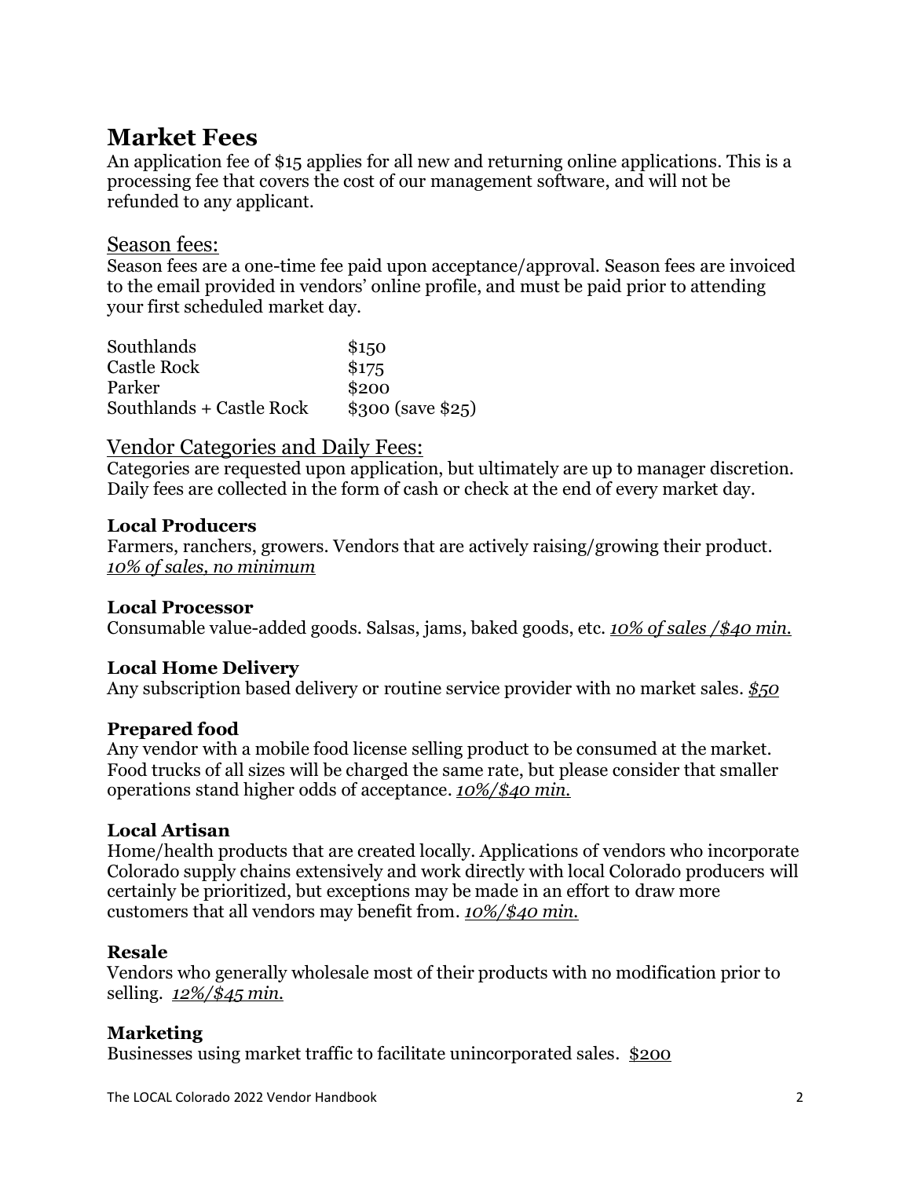## Market Fees

An application fee of $15 applies for all new and returning online applications. This is a processing fee that covers the cost of our management software, and will not be refunded to any applicant.

### Season fees:

Season fees are a one-time fee paid upon acceptance/approval. Season fees are invoiced to the email provided in vendors' online profile, and must be paid prior to attending your first scheduled market day.

| | |
|---|---|
| Southlands | $150 |
| Castle Rock | $175 |
| Parker | $200 |
| Southlands + Castle Rock | $300 (save $25) |

### Vendor Categories and Daily Fees:

Categories are requested upon application, but ultimately are up to manager discretion. Daily fees are collected in the form of cash or check at the end of every market day.

**Local Producers**
Farmers, ranchers, growers. Vendors that are actively raising/growing their product. *10% of sales, no minimum*

**Local Processor**
Consumable value-added goods. Salsas, jams, baked goods, etc. *10% of sales /$40 min.*

**Local Home Delivery**
Any subscription based delivery or routine service provider with no market sales. *$50*

**Prepared food**
Any vendor with a mobile food license selling product to be consumed at the market. Food trucks of all sizes will be charged the same rate, but please consider that smaller operations stand higher odds of acceptance. *10%/$40 min.*

**Local Artisan**
Home/health products that are created locally. Applications of vendors who incorporate Colorado supply chains extensively and work directly with local Colorado producers will certainly be prioritized, but exceptions may be made in an effort to draw more customers that all vendors may benefit from. *10%/$40 min.*

**Resale**
Vendors who generally wholesale most of their products with no modification prior to selling. *12%/$45 min.*

**Marketing**
Businesses using market traffic to facilitate unincorporated sales. $200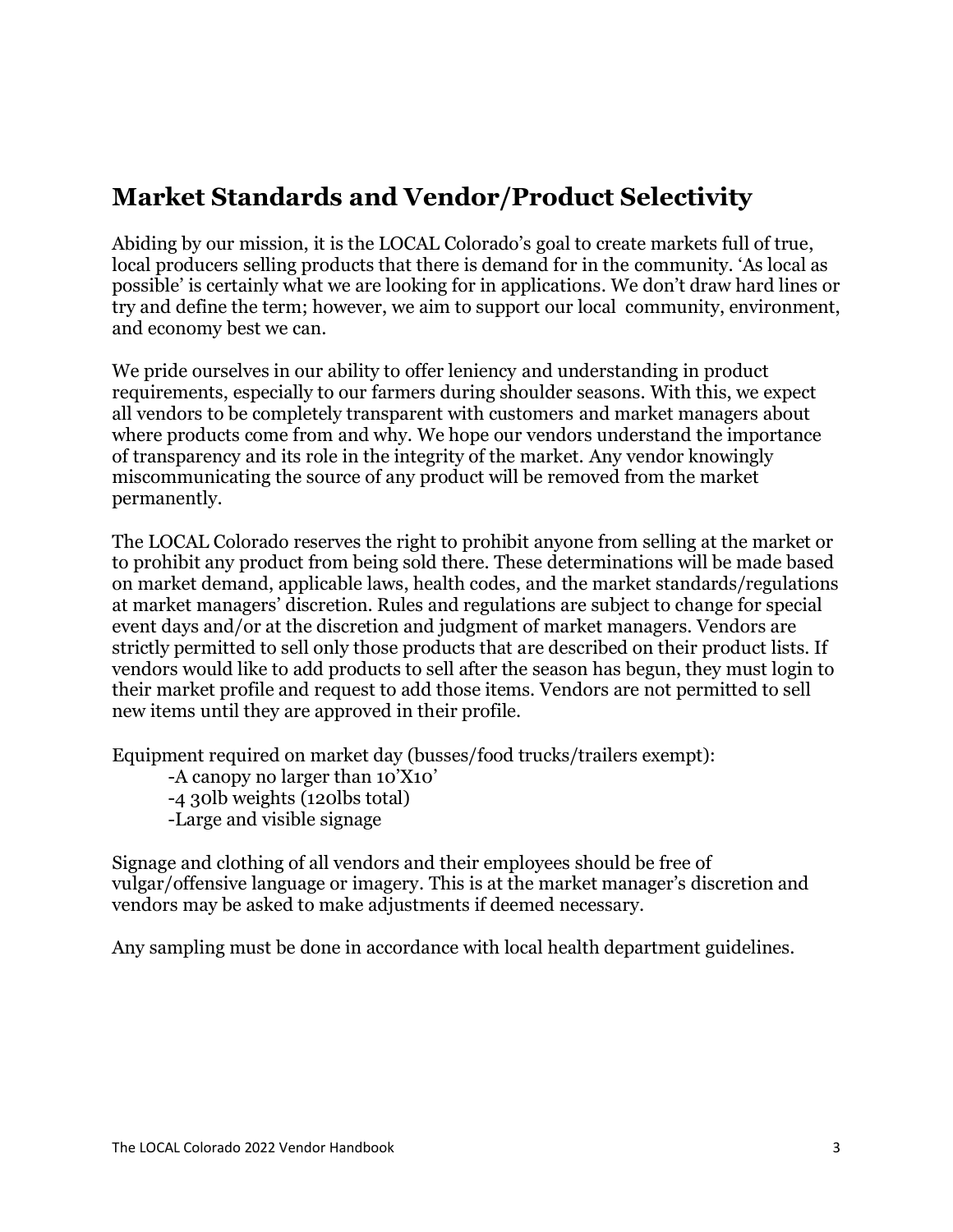## Market Standards and Vendor/Product Selectivity

Abiding by our mission, it is the LOCAL Colorado's goal to create markets full of true, local producers selling products that there is demand for in the community. 'As local as possible' is certainly what we are looking for in applications. We don't draw hard lines or try and define the term; however, we aim to support our local community, environment, and economy best we can.

We pride ourselves in our ability to offer leniency and understanding in product requirements, especially to our farmers during shoulder seasons. With this, we expect all vendors to be completely transparent with customers and market managers about where products come from and why. We hope our vendors understand the importance of transparency and its role in the integrity of the market. Any vendor knowingly miscommunicating the source of any product will be removed from the market permanently.

The LOCAL Colorado reserves the right to prohibit anyone from selling at the market or to prohibit any product from being sold there. These determinations will be made based on market demand, applicable laws, health codes, and the market standards/regulations at market managers' discretion. Rules and regulations are subject to change for special event days and/or at the discretion and judgment of market managers. Vendors are strictly permitted to sell only those products that are described on their product lists. If vendors would like to add products to sell after the season has begun, they must login to their market profile and request to add those items. Vendors are not permitted to sell new items until they are approved in their profile.

Equipment required on market day (busses/food trucks/trailers exempt):

- A canopy no larger than 10'X10'
- 4 30lb weights (120lbs total)
- Large and visible signage

Signage and clothing of all vendors and their employees should be free of vulgar/offensive language or imagery. This is at the market manager's discretion and vendors may be asked to make adjustments if deemed necessary.

Any sampling must be done in accordance with local health department guidelines.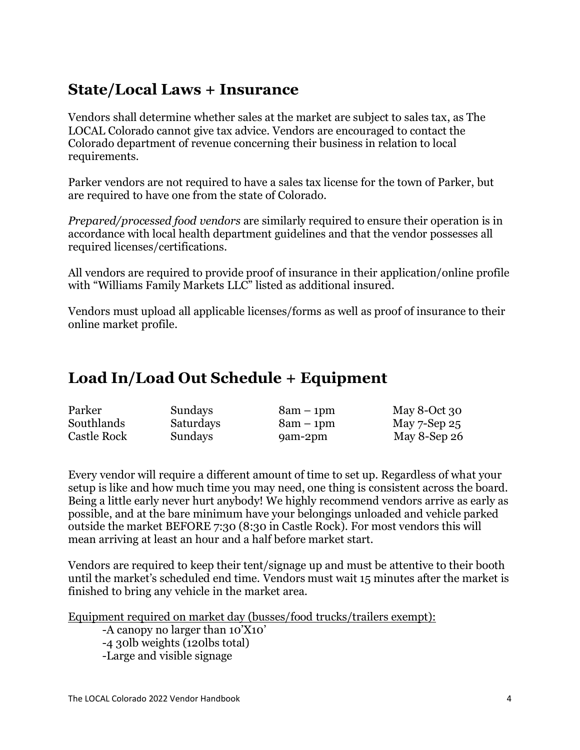## State/Local Laws + Insurance

Vendors shall determine whether sales at the market are subject to sales tax, as The LOCAL Colorado cannot give tax advice. Vendors are encouraged to contact the Colorado department of revenue concerning their business in relation to local requirements.

Parker vendors are not required to have a sales tax license for the town of Parker, but are required to have one from the state of Colorado.

*Prepared/processed food vendors* are similarly required to ensure their operation is in accordance with local health department guidelines and that the vendor possesses all required licenses/certifications.

All vendors are required to provide proof of insurance in their application/online profile with "Williams Family Markets LLC" listed as additional insured.

Vendors must upload all applicable licenses/forms as well as proof of insurance to their online market profile.

## Load In/Load Out Schedule + Equipment

| | | | |
|---|---|---|---|
| Parker | Sundays | 8am – 1pm | May 8-Oct 30 |
| Southlands | Saturdays | 8am – 1pm | May 7-Sep 25 |
| Castle Rock | Sundays | 9am-2pm | May 8-Sep 26 |

Every vendor will require a different amount of time to set up. Regardless of what your setup is like and how much time you may need, one thing is consistent across the board. Being a little early never hurt anybody! We highly recommend vendors arrive as early as possible, and at the bare minimum have your belongings unloaded and vehicle parked outside the market BEFORE 7:30 (8:30 in Castle Rock). For most vendors this will mean arriving at least an hour and a half before market start.

Vendors are required to keep their tent/signage up and must be attentive to their booth until the market's scheduled end time. Vendors must wait 15 minutes after the market is finished to bring any vehicle in the market area.

Equipment required on market day (busses/food trucks/trailers exempt):

- A canopy no larger than 10'X10'
- 4 30lb weights (120lbs total)
- Large and visible signage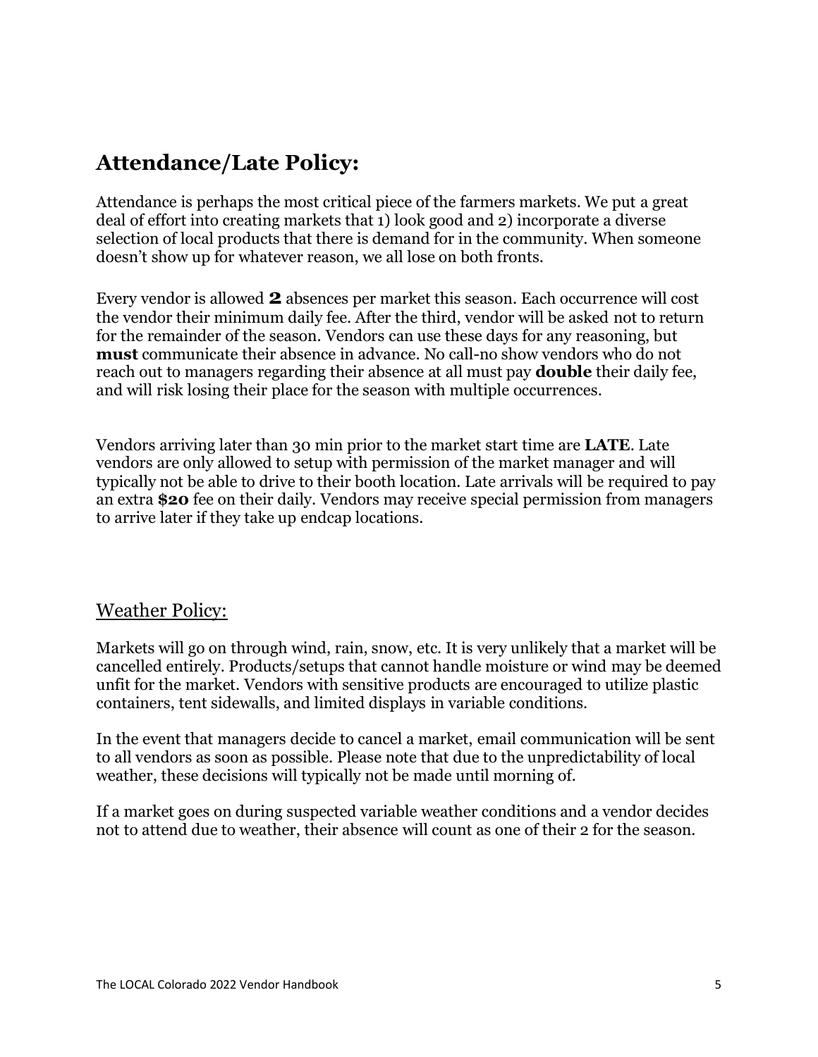## Attendance/Late Policy:

Attendance is perhaps the most critical piece of the farmers markets. We put a great deal of effort into creating markets that 1) look good and 2) incorporate a diverse selection of local products that there is demand for in the community. When someone doesn't show up for whatever reason, we all lose on both fronts.

Every vendor is allowed **2** absences per market this season. Each occurrence will cost the vendor their minimum daily fee. After the third, vendor will be asked not to return for the remainder of the season. Vendors can use these days for any reasoning, but **must** communicate their absence in advance. No call-no show vendors who do not reach out to managers regarding their absence at all must pay **double** their daily fee, and will risk losing their place for the season with multiple occurrences.

Vendors arriving later than 30 min prior to the market start time are **LATE**. Late vendors are only allowed to setup with permission of the market manager and will typically not be able to drive to their booth location. Late arrivals will be required to pay an extra **$20** fee on their daily. Vendors may receive special permission from managers to arrive later if they take up endcap locations.

## Weather Policy:

Markets will go on through wind, rain, snow, etc. It is very unlikely that a market will be cancelled entirely. Products/setups that cannot handle moisture or wind may be deemed unfit for the market. Vendors with sensitive products are encouraged to utilize plastic containers, tent sidewalls, and limited displays in variable conditions.

In the event that managers decide to cancel a market, email communication will be sent to all vendors as soon as possible. Please note that due to the unpredictability of local weather, these decisions will typically not be made until morning of.

If a market goes on during suspected variable weather conditions and a vendor decides not to attend due to weather, their absence will count as one of their 2 for the season.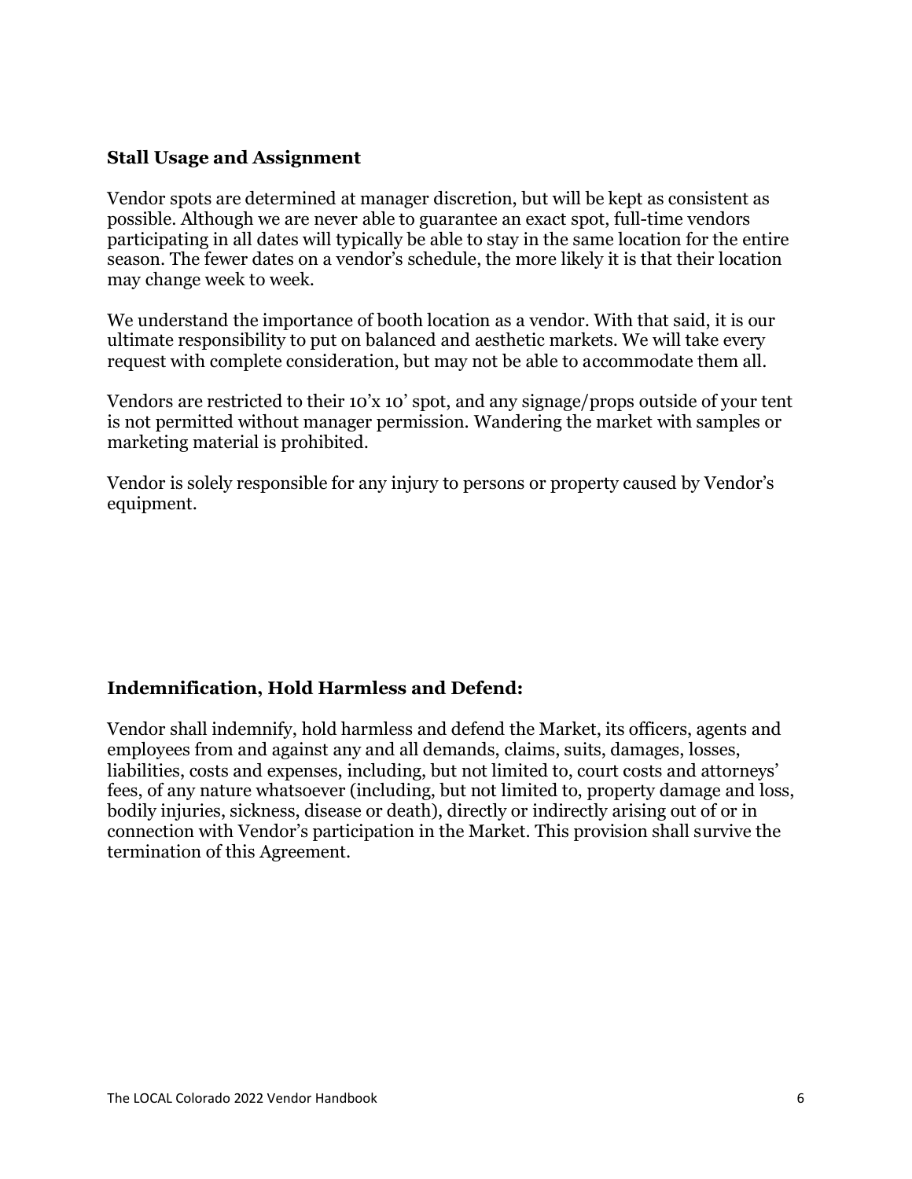## Stall Usage and Assignment

Vendor spots are determined at manager discretion, but will be kept as consistent as possible. Although we are never able to guarantee an exact spot, full-time vendors participating in all dates will typically be able to stay in the same location for the entire season. The fewer dates on a vendor's schedule, the more likely it is that their location may change week to week.

We understand the importance of booth location as a vendor. With that said, it is our ultimate responsibility to put on balanced and aesthetic markets. We will take every request with complete consideration, but may not be able to accommodate them all.

Vendors are restricted to their 10'x 10' spot, and any signage/props outside of your tent is not permitted without manager permission. Wandering the market with samples or marketing material is prohibited.

Vendor is solely responsible for any injury to persons or property caused by Vendor's equipment.

## Indemnification, Hold Harmless and Defend:

Vendor shall indemnify, hold harmless and defend the Market, its officers, agents and employees from and against any and all demands, claims, suits, damages, losses, liabilities, costs and expenses, including, but not limited to, court costs and attorneys' fees, of any nature whatsoever (including, but not limited to, property damage and loss, bodily injuries, sickness, disease or death), directly or indirectly arising out of or in connection with Vendor's participation in the Market. This provision shall survive the termination of this Agreement.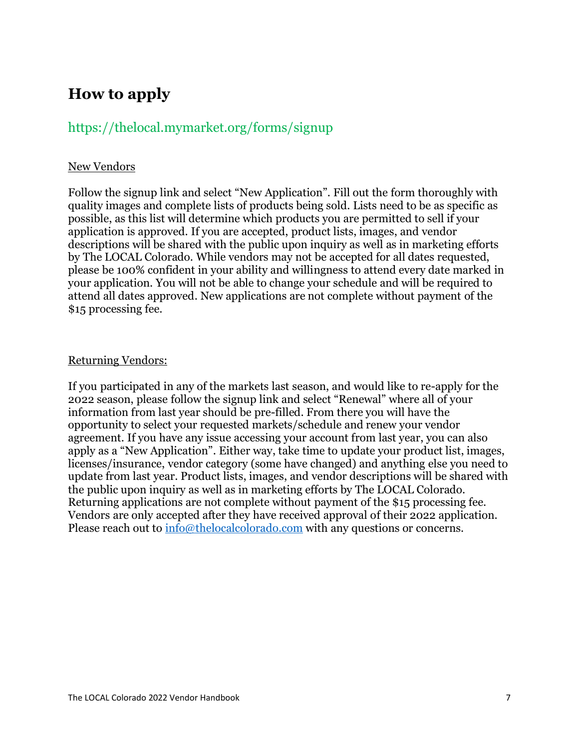# How to apply

https://thelocal.mymarket.org/forms/signup

New Vendors

Follow the signup link and select "New Application". Fill out the form thoroughly with quality images and complete lists of products being sold. Lists need to be as specific as possible, as this list will determine which products you are permitted to sell if your application is approved. If you are accepted, product lists, images, and vendor descriptions will be shared with the public upon inquiry as well as in marketing efforts by The LOCAL Colorado. While vendors may not be accepted for all dates requested, please be 100% confident in your ability and willingness to attend every date marked in your application. You will not be able to change your schedule and will be required to attend all dates approved. New applications are not complete without payment of the $15 processing fee.

Returning Vendors:

If you participated in any of the markets last season, and would like to re-apply for the 2022 season, please follow the signup link and select "Renewal" where all of your information from last year should be pre-filled. From there you will have the opportunity to select your requested markets/schedule and renew your vendor agreement. If you have any issue accessing your account from last year, you can also apply as a "New Application". Either way, take time to update your product list, images, licenses/insurance, vendor category (some have changed) and anything else you need to update from last year. Product lists, images, and vendor descriptions will be shared with the public upon inquiry as well as in marketing efforts by The LOCAL Colorado. Returning applications are not complete without payment of the $15 processing fee. Vendors are only accepted after they have received approval of their 2022 application. Please reach out to info@thelocalcolorado.com with any questions or concerns.